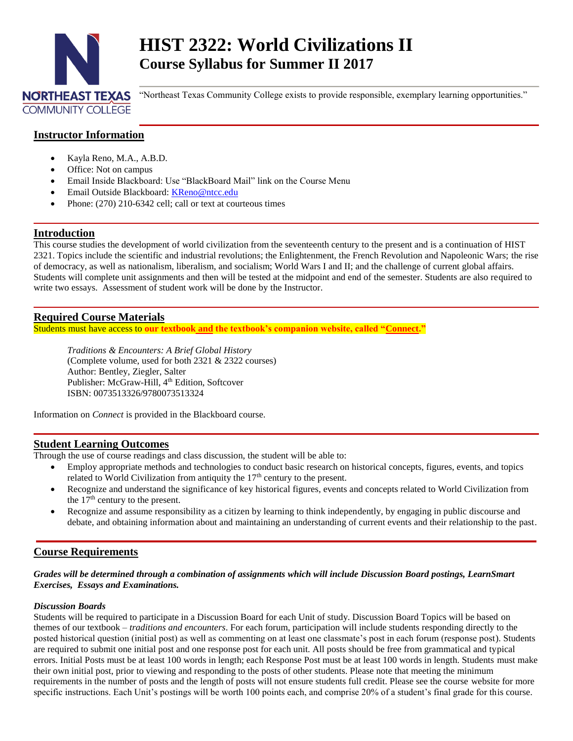# HIST 2322: World Civilizations II
## Course Syllabus for Summer II 2017

NORTHEAST TEXAS COMMUNITY COLLEGE

"Northeast Texas Community College exists to provide responsible, exemplary learning opportunities."

## Instructor Information

- Kayla Reno, M.A., A.B.D.
- Office: Not on campus
- Email Inside Blackboard: Use "BlackBoard Mail" link on the Course Menu
- Email Outside Blackboard: KReno@ntcc.edu
- Phone: (270) 210-6342 cell; call or text at courteous times

## Introduction

This course studies the development of world civilization from the seventeenth century to the present and is a continuation of HIST 2321. Topics include the scientific and industrial revolutions; the Enlightenment, the French Revolution and Napoleonic Wars; the rise of democracy, as well as nationalism, liberalism, and socialism; World Wars I and II; and the challenge of current global affairs. Students will complete unit assignments and then will be tested at the midpoint and end of the semester. Students are also required to write two essays. Assessment of student work will be done by the Instructor.

## Required Course Materials

Students must have access to **our textbook and the textbook's companion website, called "Connect."**

*Traditions & Encounters: A Brief Global History*
(Complete volume, used for both 2321 & 2322 courses)
Author: Bentley, Ziegler, Salter
Publisher: McGraw-Hill, 4th Edition, Softcover
ISBN: 0073513326/9780073513324

Information on *Connect* is provided in the Blackboard course.

## Student Learning Outcomes

Through the use of course readings and class discussion, the student will be able to:

- Employ appropriate methods and technologies to conduct basic research on historical concepts, figures, events, and topics related to World Civilization from antiquity the 17th century to the present.
- Recognize and understand the significance of key historical figures, events and concepts related to World Civilization from the 17th century to the present.
- Recognize and assume responsibility as a citizen by learning to think independently, by engaging in public discourse and debate, and obtaining information about and maintaining an understanding of current events and their relationship to the past.

## Course Requirements

***Grades will be determined through a combination of assignments which will include Discussion Board postings, LearnSmart Exercises, Essays and Examinations.***

***Discussion Boards***

Students will be required to participate in a Discussion Board for each Unit of study. Discussion Board Topics will be based on themes of our textbook – *traditions and encounters*. For each forum, participation will include students responding directly to the posted historical question (initial post) as well as commenting on at least one classmate's post in each forum (response post). Students are required to submit one initial post and one response post for each unit. All posts should be free from grammatical and typical errors. Initial Posts must be at least 100 words in length; each Response Post must be at least 100 words in length. Students must make their own initial post, prior to viewing and responding to the posts of other students. Please note that meeting the minimum requirements in the number of posts and the length of posts will not ensure students full credit. Please see the course website for more specific instructions. Each Unit's postings will be worth 100 points each, and comprise 20% of a student's final grade for this course.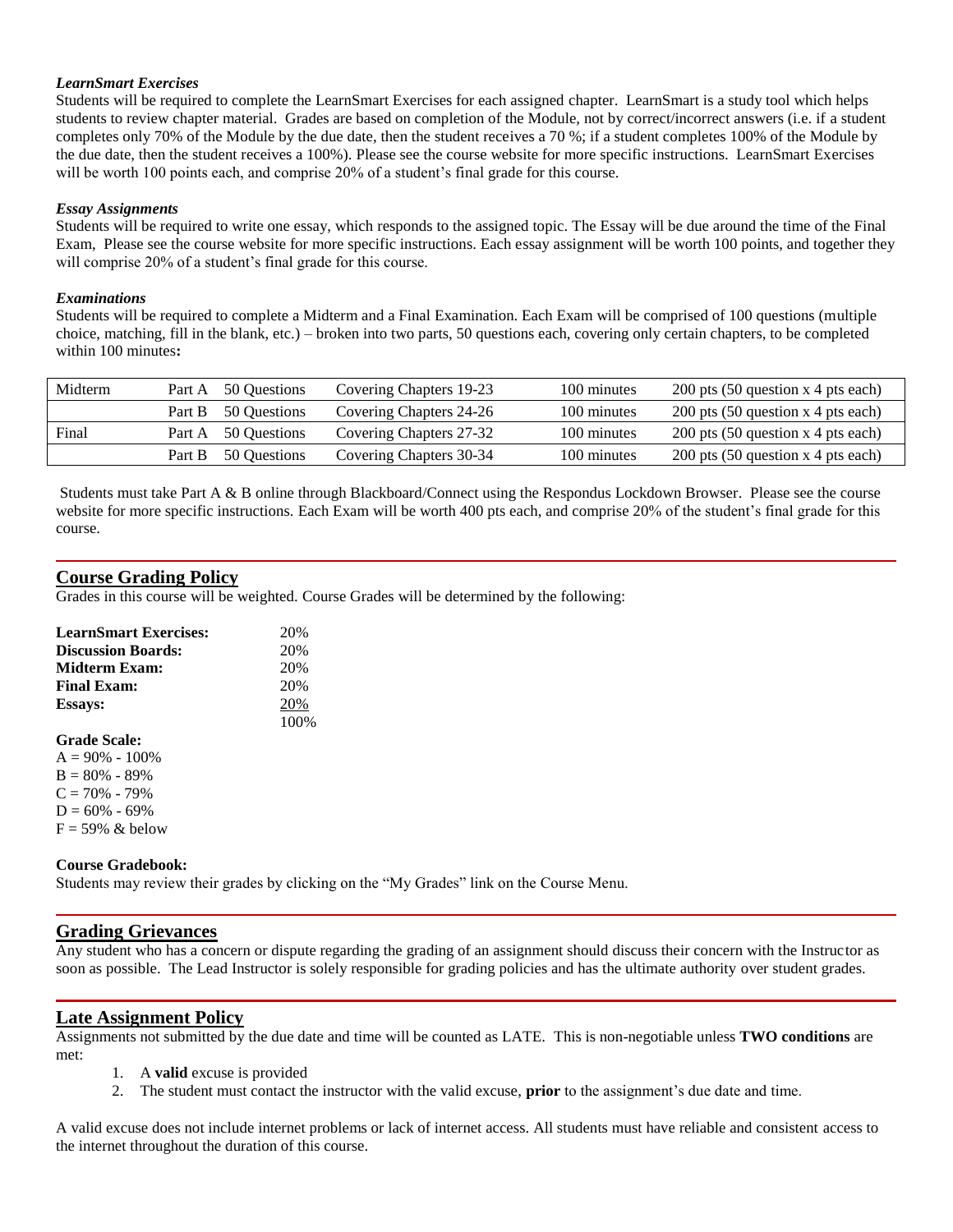#### *LearnSmart Exercises*

Students will be required to complete the LearnSmart Exercises for each assigned chapter. LearnSmart is a study tool which helps students to review chapter material. Grades are based on completion of the Module, not by correct/incorrect answers (i.e. if a student completes only 70% of the Module by the due date, then the student receives a 70 %; if a student completes 100% of the Module by the due date, then the student receives a 100%). Please see the course website for more specific instructions. LearnSmart Exercises will be worth 100 points each, and comprise 20% of a student's final grade for this course.

#### *Essay Assignments*

Students will be required to write one essay, which responds to the assigned topic. The Essay will be due around the time of the Final Exam, Please see the course website for more specific instructions. Each essay assignment will be worth 100 points, and together they will comprise 20% of a student's final grade for this course.

#### *Examinations*

Students will be required to complete a Midterm and a Final Examination. Each Exam will be comprised of 100 questions (multiple choice, matching, fill in the blank, etc.) – broken into two parts, 50 questions each, covering only certain chapters, to be completed within 100 minutes**:**

| | | | | | |
|---|---|---|---|---|---|
| Midterm | Part A | 50 Questions | Covering Chapters 19-23 | 100 minutes | 200 pts (50 question x 4 pts each) |
| | Part B | 50 Questions | Covering Chapters 24-26 | 100 minutes | 200 pts (50 question x 4 pts each) |
| Final | Part A | 50 Questions | Covering Chapters 27-32 | 100 minutes | 200 pts (50 question x 4 pts each) |
| | Part B | 50 Questions | Covering Chapters 30-34 | 100 minutes | 200 pts (50 question x 4 pts each) |

Students must take Part A & B online through Blackboard/Connect using the Respondus Lockdown Browser. Please see the course website for more specific instructions. Each Exam will be worth 400 pts each, and comprise 20% of the student's final grade for this course.

## Course Grading Policy

Grades in this course will be weighted. Course Grades will be determined by the following:

| | |
|---|---|
| **LearnSmart Exercises:** | 20% |
| **Discussion Boards:** | 20% |
| **Midterm Exam:** | 20% |
| **Final Exam:** | 20% |
| **Essays:** | 20% |
| | 100% |

**Grade Scale:**

A = 90% - 100%
B = 80% - 89%
C = 70% - 79%
D = 60% - 69%
F = 59% & below

**Course Gradebook:**

Students may review their grades by clicking on the "My Grades" link on the Course Menu.

## Grading Grievances

Any student who has a concern or dispute regarding the grading of an assignment should discuss their concern with the Instructor as soon as possible. The Lead Instructor is solely responsible for grading policies and has the ultimate authority over student grades.

## Late Assignment Policy

Assignments not submitted by the due date and time will be counted as LATE. This is non-negotiable unless **TWO conditions** are met:

1. A **valid** excuse is provided
2. The student must contact the instructor with the valid excuse, **prior** to the assignment's due date and time.

A valid excuse does not include internet problems or lack of internet access. All students must have reliable and consistent access to the internet throughout the duration of this course.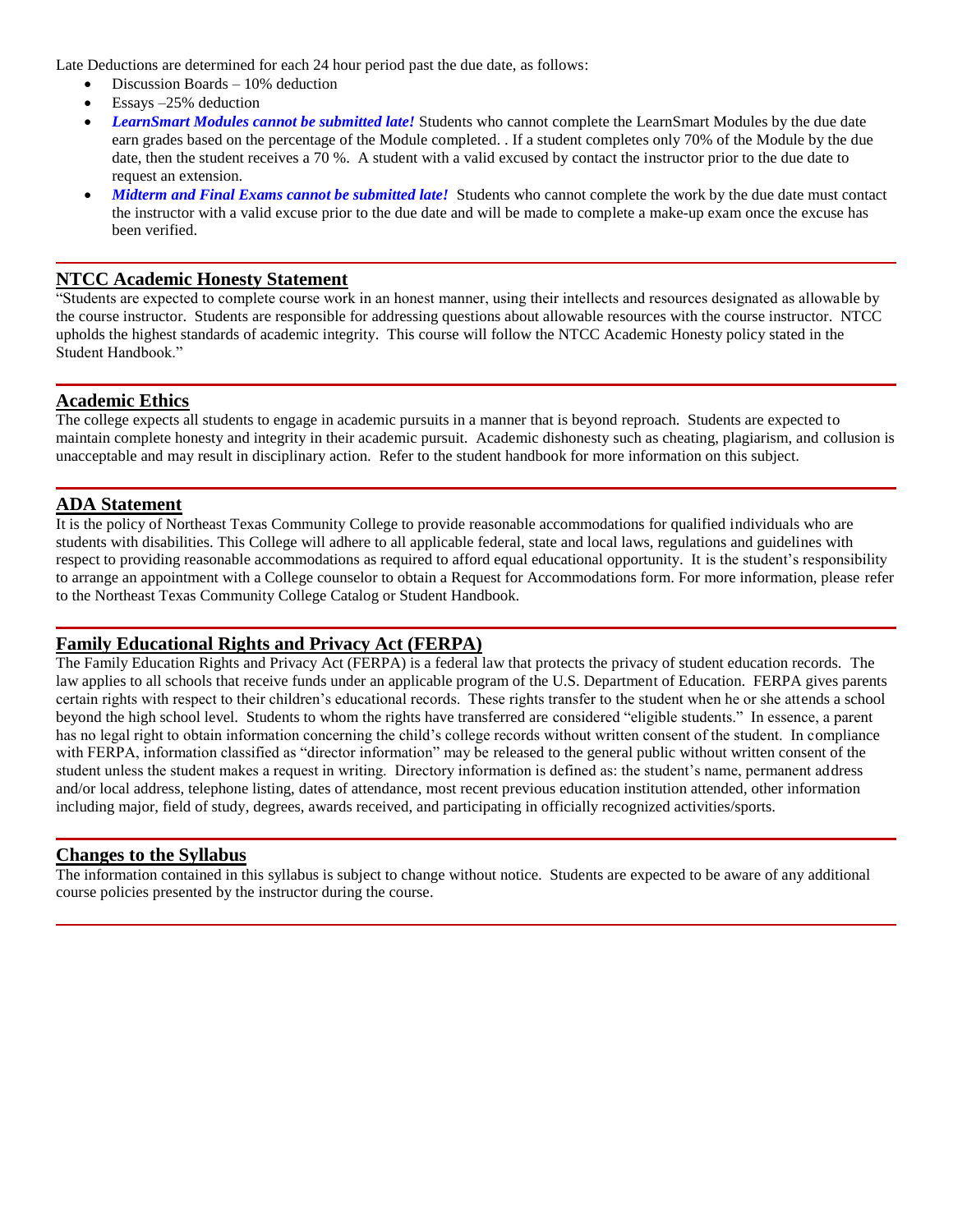Late Deductions are determined for each 24 hour period past the due date, as follows:

- Discussion Boards – 10% deduction
- Essays –25% deduction
- ***LearnSmart Modules cannot be submitted late!*** Students who cannot complete the LearnSmart Modules by the due date earn grades based on the percentage of the Module completed. . If a student completes only 70% of the Module by the due date, then the student receives a 70 %. A student with a valid excused by contact the instructor prior to the due date to request an extension.
- ***Midterm and Final Exams cannot be submitted late!*** Students who cannot complete the work by the due date must contact the instructor with a valid excuse prior to the due date and will be made to complete a make-up exam once the excuse has been verified.

---

## NTCC Academic Honesty Statement

"Students are expected to complete course work in an honest manner, using their intellects and resources designated as allowable by the course instructor. Students are responsible for addressing questions about allowable resources with the course instructor. NTCC upholds the highest standards of academic integrity. This course will follow the NTCC Academic Honesty policy stated in the Student Handbook."

---

## Academic Ethics

The college expects all students to engage in academic pursuits in a manner that is beyond reproach. Students are expected to maintain complete honesty and integrity in their academic pursuit. Academic dishonesty such as cheating, plagiarism, and collusion is unacceptable and may result in disciplinary action. Refer to the student handbook for more information on this subject.

---

## ADA Statement

It is the policy of Northeast Texas Community College to provide reasonable accommodations for qualified individuals who are students with disabilities. This College will adhere to all applicable federal, state and local laws, regulations and guidelines with respect to providing reasonable accommodations as required to afford equal educational opportunity. It is the student's responsibility to arrange an appointment with a College counselor to obtain a Request for Accommodations form. For more information, please refer to the Northeast Texas Community College Catalog or Student Handbook.

---

## Family Educational Rights and Privacy Act (FERPA)

The Family Education Rights and Privacy Act (FERPA) is a federal law that protects the privacy of student education records. The law applies to all schools that receive funds under an applicable program of the U.S. Department of Education. FERPA gives parents certain rights with respect to their children's educational records. These rights transfer to the student when he or she attends a school beyond the high school level. Students to whom the rights have transferred are considered "eligible students." In essence, a parent has no legal right to obtain information concerning the child's college records without written consent of the student. In compliance with FERPA, information classified as "director information" may be released to the general public without written consent of the student unless the student makes a request in writing. Directory information is defined as: the student's name, permanent address and/or local address, telephone listing, dates of attendance, most recent previous education institution attended, other information including major, field of study, degrees, awards received, and participating in officially recognized activities/sports.

---

## Changes to the Syllabus

The information contained in this syllabus is subject to change without notice. Students are expected to be aware of any additional course policies presented by the instructor during the course.

---